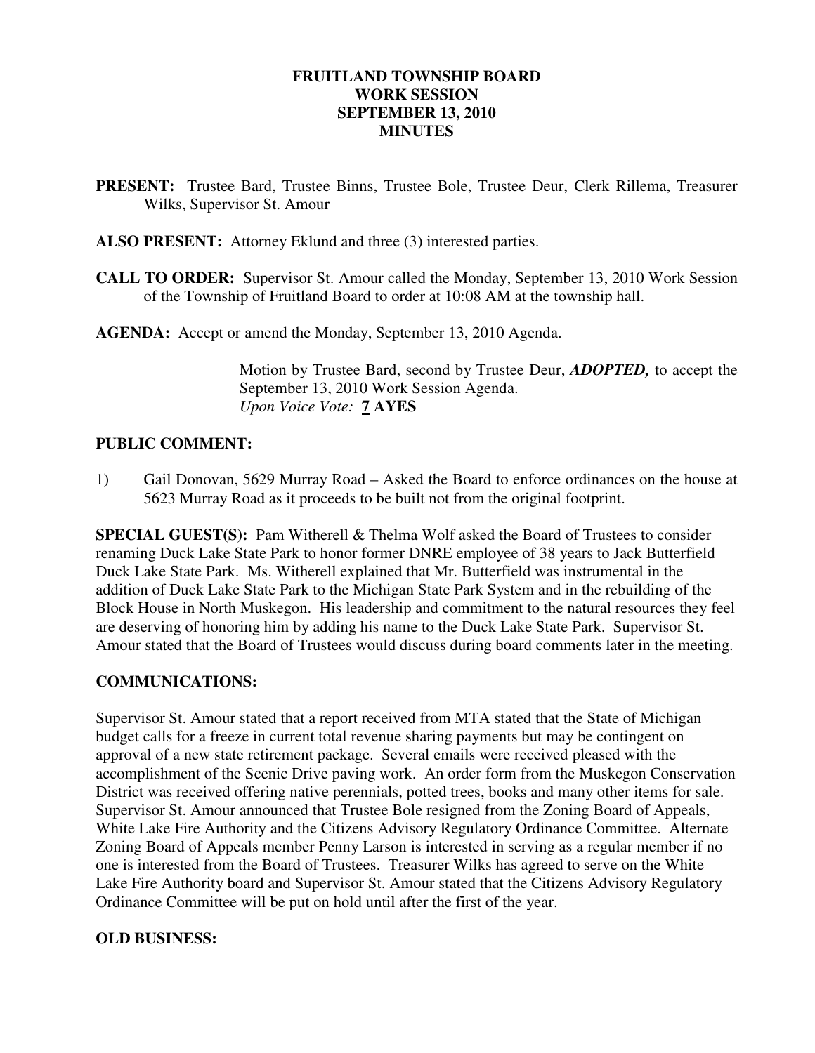# FRUITLAND TOWNSHIP BOARD
# WORK SESSION
# SEPTEMBER 13, 2010
# MINUTES

**PRESENT:** Trustee Bard, Trustee Binns, Trustee Bole, Trustee Deur, Clerk Rillema, Treasurer Wilks, Supervisor St. Amour

**ALSO PRESENT:** Attorney Eklund and three (3) interested parties.

**CALL TO ORDER:** Supervisor St. Amour called the Monday, September 13, 2010 Work Session of the Township of Fruitland Board to order at 10:08 AM at the township hall.

**AGENDA:** Accept or amend the Monday, September 13, 2010 Agenda.

> Motion by Trustee Bard, second by Trustee Deur, ***ADOPTED,*** to accept the September 13, 2010 Work Session Agenda.
> *Upon Voice Vote:* **7 AYES**

**PUBLIC COMMENT:**

1) Gail Donovan, 5629 Murray Road – Asked the Board to enforce ordinances on the house at 5623 Murray Road as it proceeds to be built not from the original footprint.

**SPECIAL GUEST(S):** Pam Witherell & Thelma Wolf asked the Board of Trustees to consider renaming Duck Lake State Park to honor former DNRE employee of 38 years to Jack Butterfield Duck Lake State Park. Ms. Witherell explained that Mr. Butterfield was instrumental in the addition of Duck Lake State Park to the Michigan State Park System and in the rebuilding of the Block House in North Muskegon. His leadership and commitment to the natural resources they feel are deserving of honoring him by adding his name to the Duck Lake State Park. Supervisor St. Amour stated that the Board of Trustees would discuss during board comments later in the meeting.

**COMMUNICATIONS:**

Supervisor St. Amour stated that a report received from MTA stated that the State of Michigan budget calls for a freeze in current total revenue sharing payments but may be contingent on approval of a new state retirement package. Several emails were received pleased with the accomplishment of the Scenic Drive paving work. An order form from the Muskegon Conservation District was received offering native perennials, potted trees, books and many other items for sale. Supervisor St. Amour announced that Trustee Bole resigned from the Zoning Board of Appeals, White Lake Fire Authority and the Citizens Advisory Regulatory Ordinance Committee. Alternate Zoning Board of Appeals member Penny Larson is interested in serving as a regular member if no one is interested from the Board of Trustees. Treasurer Wilks has agreed to serve on the White Lake Fire Authority board and Supervisor St. Amour stated that the Citizens Advisory Regulatory Ordinance Committee will be put on hold until after the first of the year.

**OLD BUSINESS:**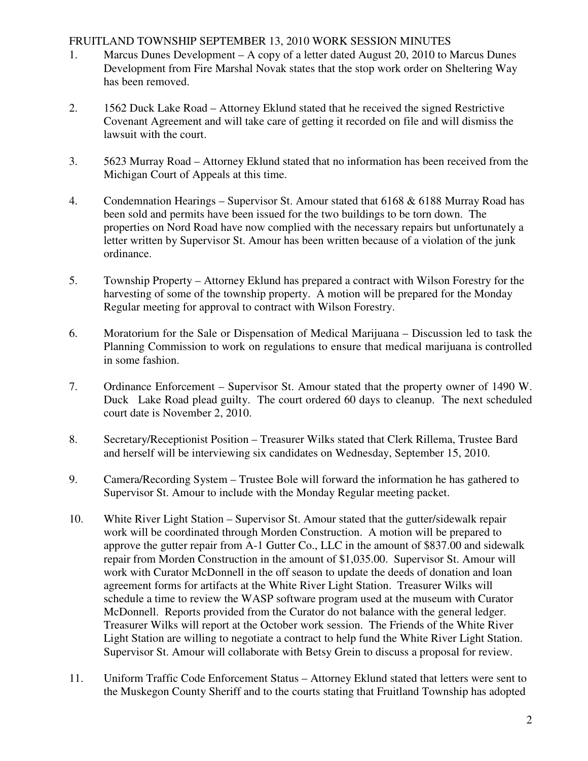FRUITLAND TOWNSHIP SEPTEMBER 13, 2010 WORK SESSION MINUTES

1. Marcus Dunes Development – A copy of a letter dated August 20, 2010 to Marcus Dunes Development from Fire Marshal Novak states that the stop work order on Sheltering Way has been removed.

2. 1562 Duck Lake Road – Attorney Eklund stated that he received the signed Restrictive Covenant Agreement and will take care of getting it recorded on file and will dismiss the lawsuit with the court.

3. 5623 Murray Road – Attorney Eklund stated that no information has been received from the Michigan Court of Appeals at this time.

4. Condemnation Hearings – Supervisor St. Amour stated that 6168 & 6188 Murray Road has been sold and permits have been issued for the two buildings to be torn down. The properties on Nord Road have now complied with the necessary repairs but unfortunately a letter written by Supervisor St. Amour has been written because of a violation of the junk ordinance.

5. Township Property – Attorney Eklund has prepared a contract with Wilson Forestry for the harvesting of some of the township property. A motion will be prepared for the Monday Regular meeting for approval to contract with Wilson Forestry.

6. Moratorium for the Sale or Dispensation of Medical Marijuana – Discussion led to task the Planning Commission to work on regulations to ensure that medical marijuana is controlled in some fashion.

7. Ordinance Enforcement – Supervisor St. Amour stated that the property owner of 1490 W. Duck Lake Road plead guilty. The court ordered 60 days to cleanup. The next scheduled court date is November 2, 2010.

8. Secretary/Receptionist Position – Treasurer Wilks stated that Clerk Rillema, Trustee Bard and herself will be interviewing six candidates on Wednesday, September 15, 2010.

9. Camera/Recording System – Trustee Bole will forward the information he has gathered to Supervisor St. Amour to include with the Monday Regular meeting packet.

10. White River Light Station – Supervisor St. Amour stated that the gutter/sidewalk repair work will be coordinated through Morden Construction. A motion will be prepared to approve the gutter repair from A-1 Gutter Co., LLC in the amount of $837.00 and sidewalk repair from Morden Construction in the amount of $1,035.00. Supervisor St. Amour will work with Curator McDonnell in the off season to update the deeds of donation and loan agreement forms for artifacts at the White River Light Station. Treasurer Wilks will schedule a time to review the WASP software program used at the museum with Curator McDonnell. Reports provided from the Curator do not balance with the general ledger. Treasurer Wilks will report at the October work session. The Friends of the White River Light Station are willing to negotiate a contract to help fund the White River Light Station. Supervisor St. Amour will collaborate with Betsy Grein to discuss a proposal for review.

11. Uniform Traffic Code Enforcement Status – Attorney Eklund stated that letters were sent to the Muskegon County Sheriff and to the courts stating that Fruitland Township has adopted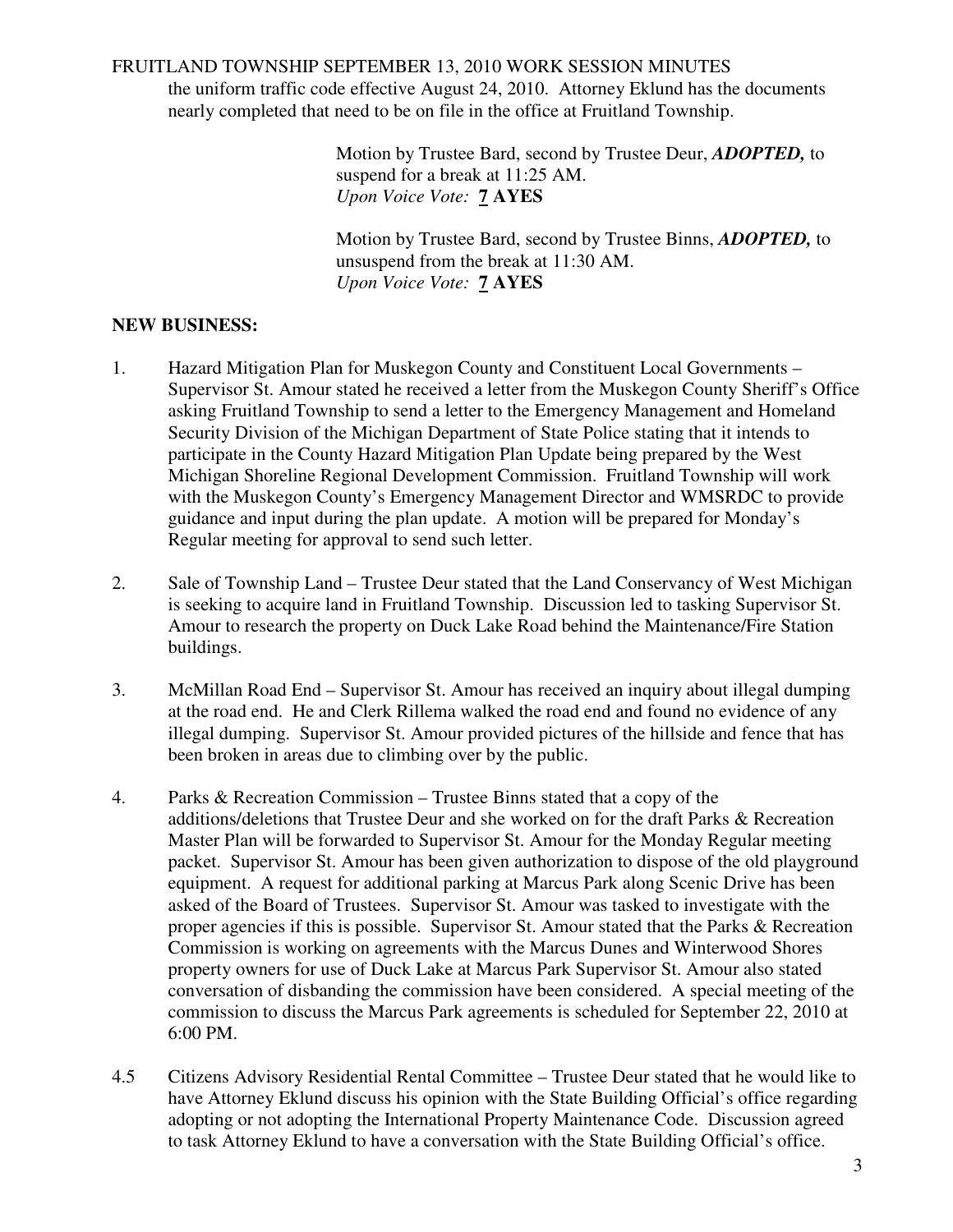the uniform traffic code effective August 24, 2010. Attorney Eklund has the documents nearly completed that need to be on file in the office at Fruitland Township.

> Motion by Trustee Bard, second by Trustee Deur, ***ADOPTED,*** to suspend for a break at 11:25 AM.
> *Upon Voice Vote:* **7 AYES**

> Motion by Trustee Bard, second by Trustee Binns, ***ADOPTED,*** to unsuspend from the break at 11:30 AM.
> *Upon Voice Vote:* **7 AYES**

**NEW BUSINESS:**

1. Hazard Mitigation Plan for Muskegon County and Constituent Local Governments – Supervisor St. Amour stated he received a letter from the Muskegon County Sheriff's Office asking Fruitland Township to send a letter to the Emergency Management and Homeland Security Division of the Michigan Department of State Police stating that it intends to participate in the County Hazard Mitigation Plan Update being prepared by the West Michigan Shoreline Regional Development Commission. Fruitland Township will work with the Muskegon County's Emergency Management Director and WMSRDC to provide guidance and input during the plan update. A motion will be prepared for Monday's Regular meeting for approval to send such letter.

2. Sale of Township Land – Trustee Deur stated that the Land Conservancy of West Michigan is seeking to acquire land in Fruitland Township. Discussion led to tasking Supervisor St. Amour to research the property on Duck Lake Road behind the Maintenance/Fire Station buildings.

3. McMillan Road End – Supervisor St. Amour has received an inquiry about illegal dumping at the road end. He and Clerk Rillema walked the road end and found no evidence of any illegal dumping. Supervisor St. Amour provided pictures of the hillside and fence that has been broken in areas due to climbing over by the public.

4. Parks & Recreation Commission – Trustee Binns stated that a copy of the additions/deletions that Trustee Deur and she worked on for the draft Parks & Recreation Master Plan will be forwarded to Supervisor St. Amour for the Monday Regular meeting packet. Supervisor St. Amour has been given authorization to dispose of the old playground equipment. A request for additional parking at Marcus Park along Scenic Drive has been asked of the Board of Trustees. Supervisor St. Amour was tasked to investigate with the proper agencies if this is possible. Supervisor St. Amour stated that the Parks & Recreation Commission is working on agreements with the Marcus Dunes and Winterwood Shores property owners for use of Duck Lake at Marcus Park Supervisor St. Amour also stated conversation of disbanding the commission have been considered. A special meeting of the commission to discuss the Marcus Park agreements is scheduled for September 22, 2010 at 6:00 PM.

4.5 Citizens Advisory Residential Rental Committee – Trustee Deur stated that he would like to have Attorney Eklund discuss his opinion with the State Building Official's office regarding adopting or not adopting the International Property Maintenance Code. Discussion agreed to task Attorney Eklund to have a conversation with the State Building Official's office.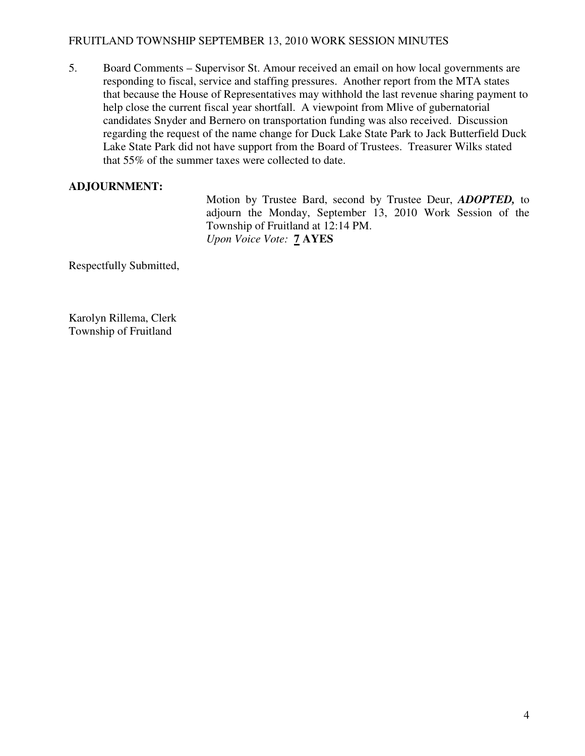5. Board Comments – Supervisor St. Amour received an email on how local governments are responding to fiscal, service and staffing pressures. Another report from the MTA states that because the House of Representatives may withhold the last revenue sharing payment to help close the current fiscal year shortfall. A viewpoint from Mlive of gubernatorial candidates Snyder and Bernero on transportation funding was also received. Discussion regarding the request of the name change for Duck Lake State Park to Jack Butterfield Duck Lake State Park did not have support from the Board of Trustees. Treasurer Wilks stated that 55% of the summer taxes were collected to date.

**ADJOURNMENT:**

Motion by Trustee Bard, second by Trustee Deur, ***ADOPTED,*** to adjourn the Monday, September 13, 2010 Work Session of the Township of Fruitland at 12:14 PM.
*Upon Voice Vote:* **7 AYES**

Respectfully Submitted,

Karolyn Rillema, Clerk
Township of Fruitland